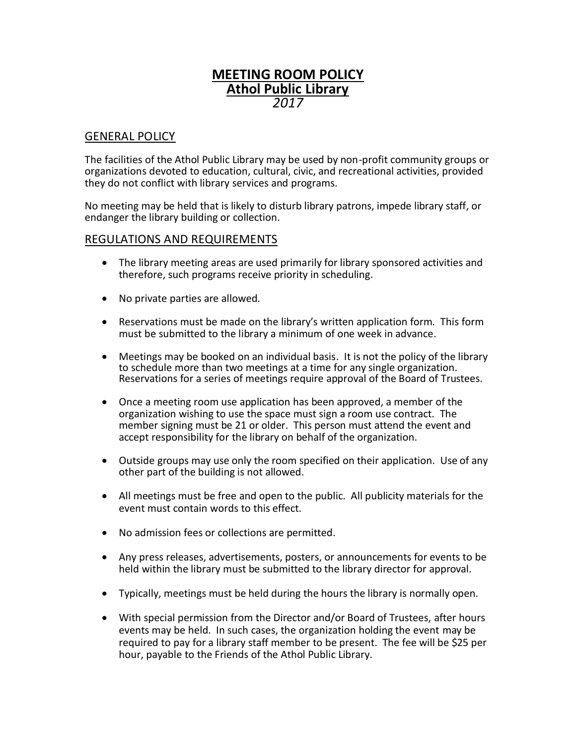# MEETING ROOM POLICY
# Athol Public Library
*2017*

## GENERAL POLICY

The facilities of the Athol Public Library may be used by non-profit community groups or organizations devoted to education, cultural, civic, and recreational activities, provided they do not conflict with library services and programs.

No meeting may be held that is likely to disturb library patrons, impede library staff, or endanger the library building or collection.

## REGULATIONS AND REQUIREMENTS

- The library meeting areas are used primarily for library sponsored activities and therefore, such programs receive priority in scheduling.
- No private parties are allowed.
- Reservations must be made on the library's written application form. This form must be submitted to the library a minimum of one week in advance.
- Meetings may be booked on an individual basis. It is not the policy of the library to schedule more than two meetings at a time for any single organization. Reservations for a series of meetings require approval of the Board of Trustees.
- Once a meeting room use application has been approved, a member of the organization wishing to use the space must sign a room use contract. The member signing must be 21 or older. This person must attend the event and accept responsibility for the library on behalf of the organization.
- Outside groups may use only the room specified on their application. Use of any other part of the building is not allowed.
- All meetings must be free and open to the public. All publicity materials for the event must contain words to this effect.
- No admission fees or collections are permitted.
- Any press releases, advertisements, posters, or announcements for events to be held within the library must be submitted to the library director for approval.
- Typically, meetings must be held during the hours the library is normally open.
- With special permission from the Director and/or Board of Trustees, after hours events may be held. In such cases, the organization holding the event may be required to pay for a library staff member to be present. The fee will be $25 per hour, payable to the Friends of the Athol Public Library.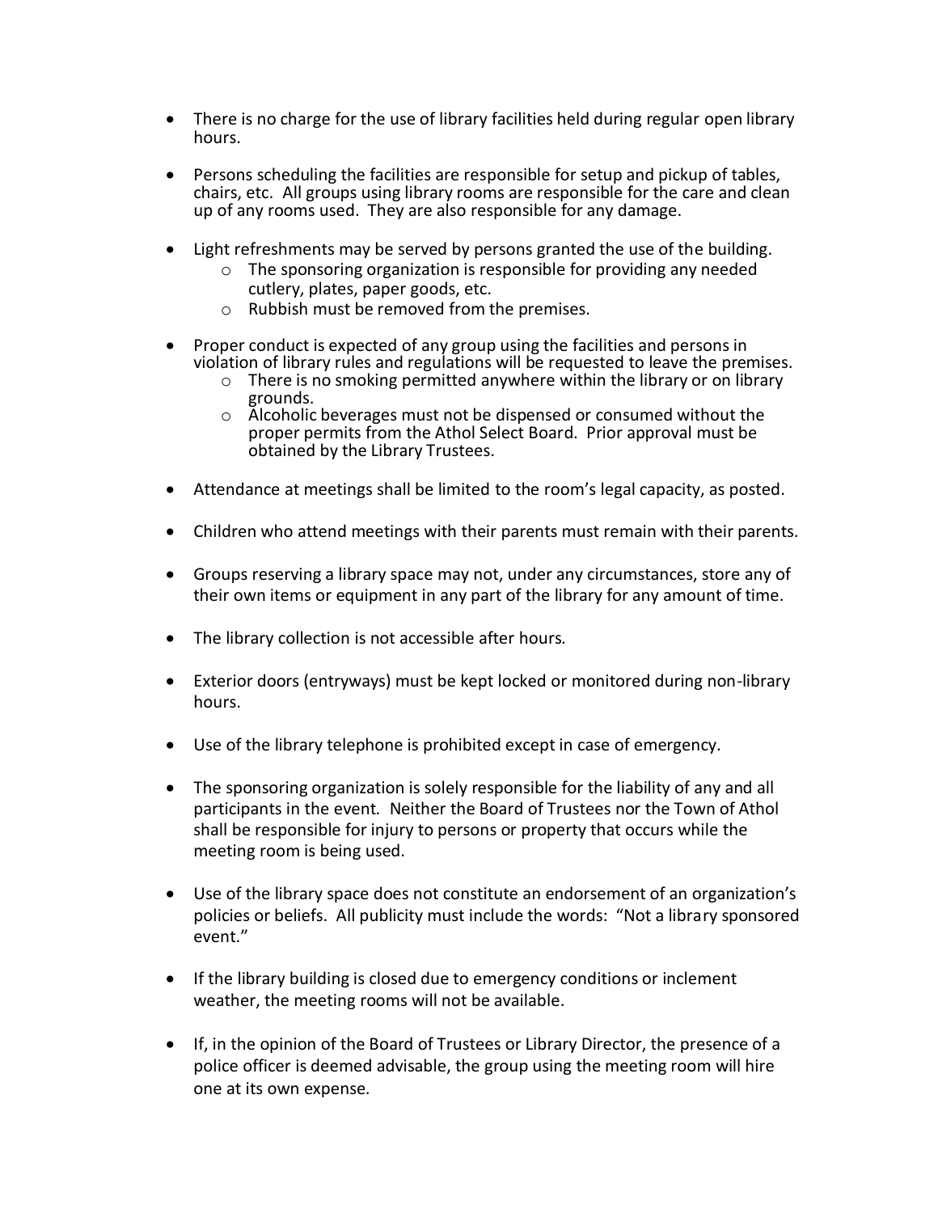- There is no charge for the use of library facilities held during regular open library hours.

- Persons scheduling the facilities are responsible for setup and pickup of tables, chairs, etc. All groups using library rooms are responsible for the care and clean up of any rooms used. They are also responsible for any damage.

- Light refreshments may be served by persons granted the use of the building.
  - The sponsoring organization is responsible for providing any needed cutlery, plates, paper goods, etc.
  - Rubbish must be removed from the premises.

- Proper conduct is expected of any group using the facilities and persons in violation of library rules and regulations will be requested to leave the premises.
  - There is no smoking permitted anywhere within the library or on library grounds.
  - Alcoholic beverages must not be dispensed or consumed without the proper permits from the Athol Select Board. Prior approval must be obtained by the Library Trustees.

- Attendance at meetings shall be limited to the room's legal capacity, as posted.

- Children who attend meetings with their parents must remain with their parents.

- Groups reserving a library space may not, under any circumstances, store any of their own items or equipment in any part of the library for any amount of time.

- The library collection is not accessible after hours.

- Exterior doors (entryways) must be kept locked or monitored during non-library hours.

- Use of the library telephone is prohibited except in case of emergency.

- The sponsoring organization is solely responsible for the liability of any and all participants in the event. Neither the Board of Trustees nor the Town of Athol shall be responsible for injury to persons or property that occurs while the meeting room is being used.

- Use of the library space does not constitute an endorsement of an organization's policies or beliefs. All publicity must include the words: "Not a library sponsored event."

- If the library building is closed due to emergency conditions or inclement weather, the meeting rooms will not be available.

- If, in the opinion of the Board of Trustees or Library Director, the presence of a police officer is deemed advisable, the group using the meeting room will hire one at its own expense.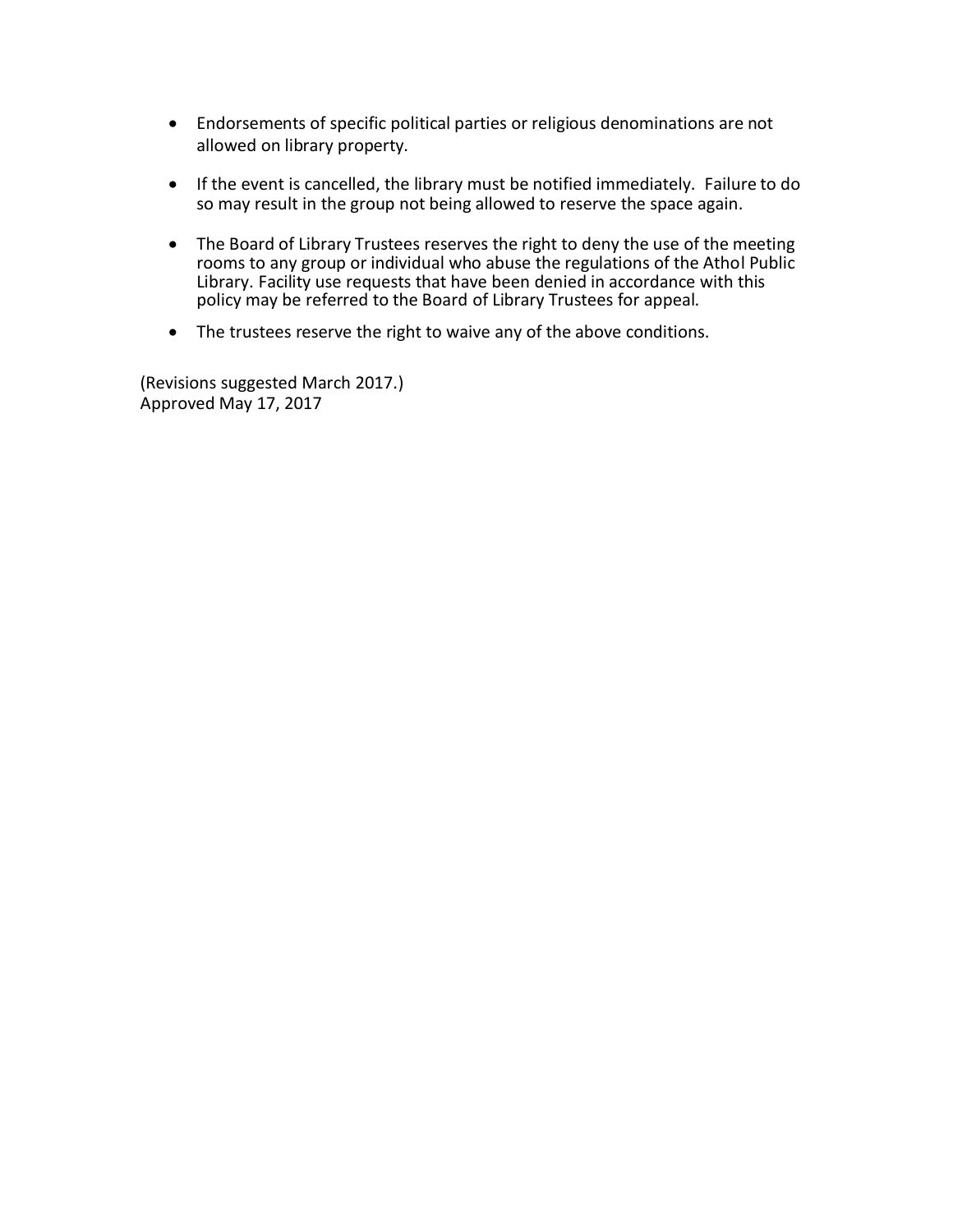- Endorsements of specific political parties or religious denominations are not allowed on library property.

- If the event is cancelled, the library must be notified immediately. Failure to do so may result in the group not being allowed to reserve the space again.

- The Board of Library Trustees reserves the right to deny the use of the meeting rooms to any group or individual who abuse the regulations of the Athol Public Library. Facility use requests that have been denied in accordance with this policy may be referred to the Board of Library Trustees for appeal.

- The trustees reserve the right to waive any of the above conditions.

(Revisions suggested March 2017.)
Approved May 17, 2017